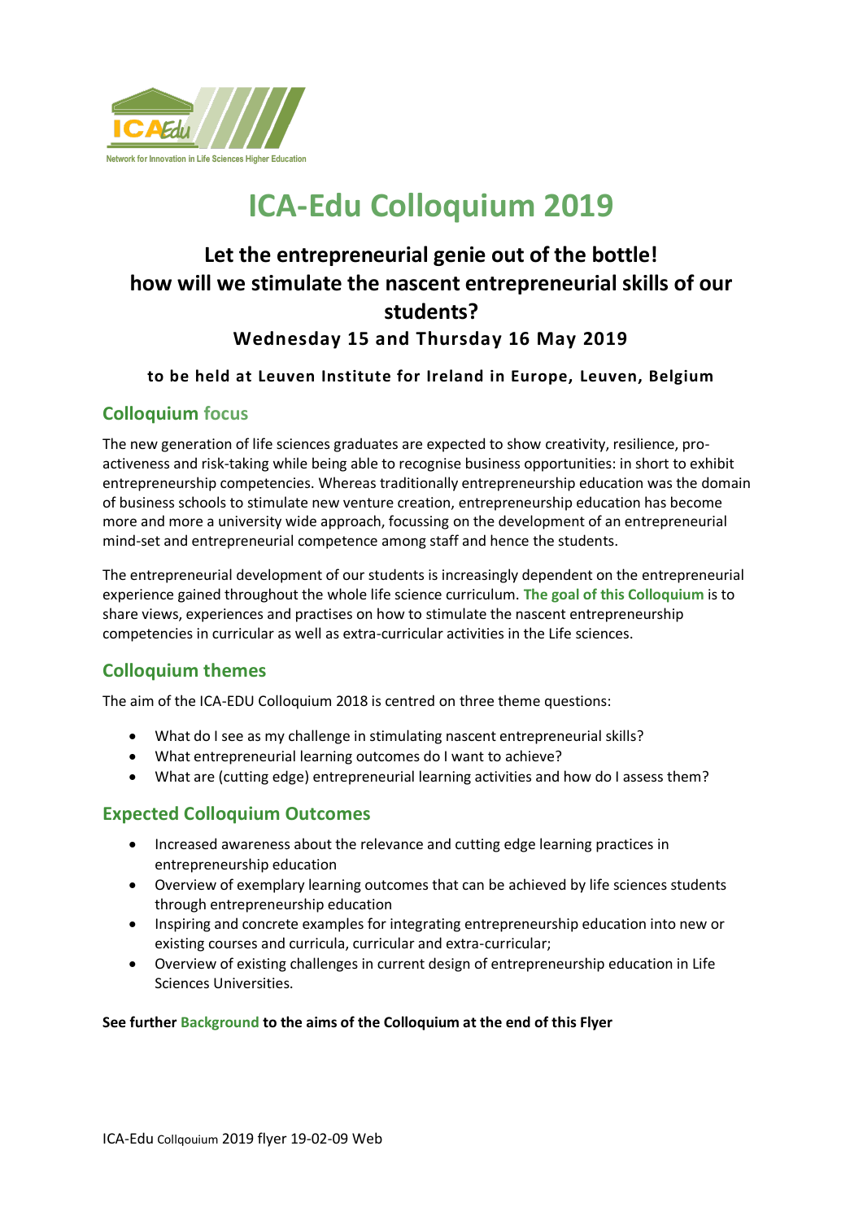ICA Edu

Network for Innovation in Life Sciences Higher Education

# ICA-Edu Colloquium 2019

## Let the entrepreneurial genie out of the bottle!
## how will we stimulate the nascent entrepreneurial skills of our students?

### Wednesday 15 and Thursday 16 May 2019

**to be held at Leuven Institute for Ireland in Europe, Leuven, Belgium**

## Colloquium focus

The new generation of life sciences graduates are expected to show creativity, resilience, pro-activeness and risk-taking while being able to recognise business opportunities: in short to exhibit entrepreneurship competencies. Whereas traditionally entrepreneurship education was the domain of business schools to stimulate new venture creation, entrepreneurship education has become more and more a university wide approach, focussing on the development of an entrepreneurial mind-set and entrepreneurial competence among staff and hence the students.

The entrepreneurial development of our students is increasingly dependent on the entrepreneurial experience gained throughout the whole life science curriculum. **The goal of this Colloquium** is to share views, experiences and practises on how to stimulate the nascent entrepreneurship competencies in curricular as well as extra-curricular activities in the Life sciences.

## Colloquium themes

The aim of the ICA-EDU Colloquium 2018 is centred on three theme questions:

- What do I see as my challenge in stimulating nascent entrepreneurial skills?
- What entrepreneurial learning outcomes do I want to achieve?
- What are (cutting edge) entrepreneurial learning activities and how do I assess them?

## Expected Colloquium Outcomes

- Increased awareness about the relevance and cutting edge learning practices in entrepreneurship education
- Overview of exemplary learning outcomes that can be achieved by life sciences students through entrepreneurship education
- Inspiring and concrete examples for integrating entrepreneurship education into new or existing courses and curricula, curricular and extra-curricular;
- Overview of existing challenges in current design of entrepreneurship education in Life Sciences Universities.

**See further Background to the aims of the Colloquium at the end of this Flyer**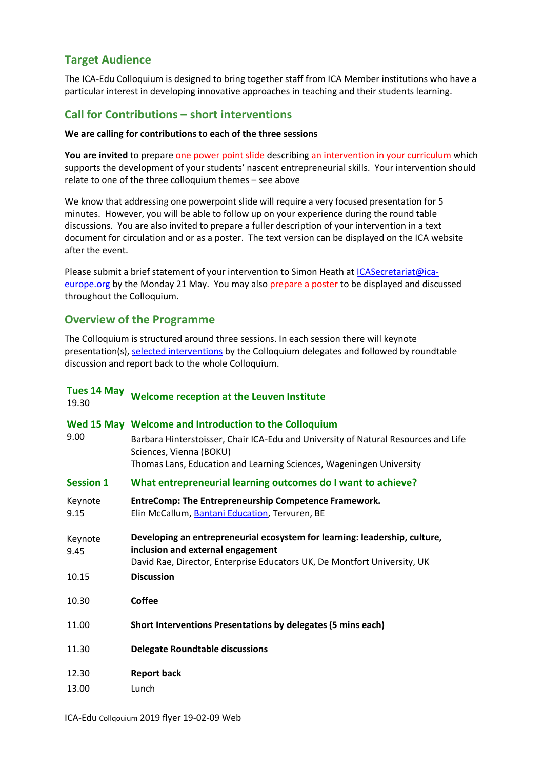## Target Audience

The ICA-Edu Colloquium is designed to bring together staff from ICA Member institutions who have a particular interest in developing innovative approaches in teaching and their students learning.

## Call for Contributions – short interventions

**We are calling for contributions to each of the three sessions**

**You are invited** to prepare one power point slide describing an intervention in your curriculum which supports the development of your students' nascent entrepreneurial skills. Your intervention should relate to one of the three colloquium themes – see above

We know that addressing one powerpoint slide will require a very focused presentation for 5 minutes. However, you will be able to follow up on your experience during the round table discussions. You are also invited to prepare a fuller description of your intervention in a text document for circulation and or as a poster. The text version can be displayed on the ICA website after the event.

Please submit a brief statement of your intervention to Simon Heath at ICASecretariat@ica-europe.org by the Monday 21 May. You may also prepare a poster to be displayed and discussed throughout the Colloquium.

## Overview of the Programme

The Colloquium is structured around three sessions. In each session there will keynote presentation(s), selected interventions by the Colloquium delegates and followed by roundtable discussion and report back to the whole Colloquium.

| | |
|---|---|
| **Tues 14 May** 19.30 | **Welcome reception at the Leuven Institute** |
| **Wed 15 May** 9.00 | **Welcome and Introduction to the Colloquium**<br>Barbara Hinterstoisser, Chair ICA-Edu and University of Natural Resources and Life Sciences, Vienna (BOKU)<br>Thomas Lans, Education and Learning Sciences, Wageningen University |
| **Session 1** | **What entrepreneurial learning outcomes do I want to achieve?** |
| Keynote 9.15 | **EntreComp: The Entrepreneurship Competence Framework.**<br>Elin McCallum, Bantani Education, Tervuren, BE |
| Keynote 9.45 | **Developing an entrepreneurial ecosystem for learning: leadership, culture, inclusion and external engagement**<br>David Rae, Director, Enterprise Educators UK, De Montfort University, UK |
| 10.15 | **Discussion** |
| 10.30 | **Coffee** |
| 11.00 | **Short Interventions Presentations by delegates (5 mins each)** |
| 11.30 | **Delegate Roundtable discussions** |
| 12.30 | **Report back** |
| 13.00 | Lunch |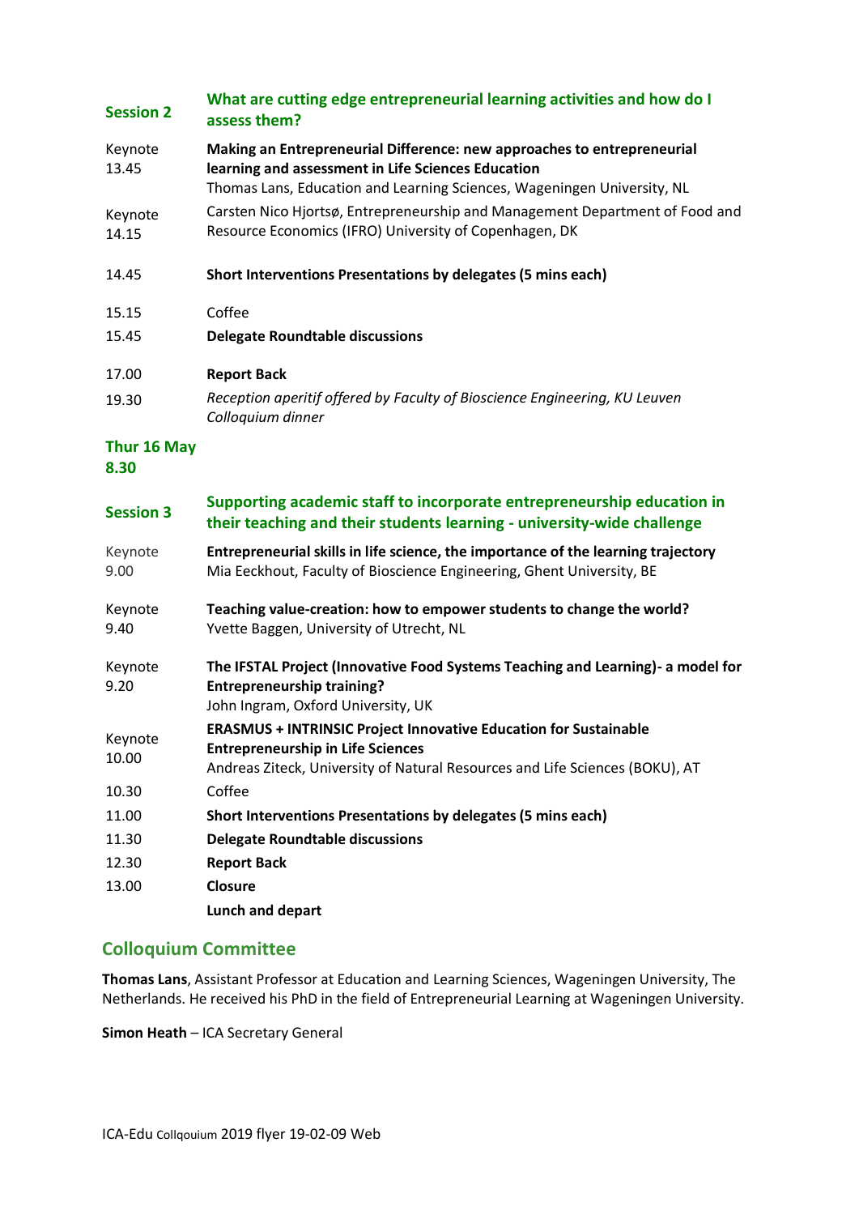## Session 2 — What are cutting edge entrepreneurial learning activities and how do I assess them?

| | |
|---|---|
| Keynote 13.45 | **Making an Entrepreneurial Difference: new approaches to entrepreneurial learning and assessment in Life Sciences Education**<br>Thomas Lans, Education and Learning Sciences, Wageningen University, NL |
| Keynote 14.15 | Carsten Nico Hjortsø, Entrepreneurship and Management Department of Food and Resource Economics (IFRO) University of Copenhagen, DK |
| 14.45 | **Short Interventions Presentations by delegates (5 mins each)** |
| 15.15 | Coffee |
| 15.45 | **Delegate Roundtable discussions** |
| 17.00 | **Report Back** |
| 19.30 | *Reception aperitif offered by Faculty of Bioscience Engineering, KU Leuven*<br>*Colloquium dinner* |

## Thur 16 May 8.30

## Session 3 — Supporting academic staff to incorporate entrepreneurship education in their teaching and their students learning - university-wide challenge

| | |
|---|---|
| Keynote 9.00 | **Entrepreneurial skills in life science, the importance of the learning trajectory**<br>Mia Eeckhout, Faculty of Bioscience Engineering, Ghent University, BE |
| Keynote 9.40 | **Teaching value-creation: how to empower students to change the world?**<br>Yvette Baggen, University of Utrecht, NL |
| Keynote 9.20 | **The IFSTAL Project (Innovative Food Systems Teaching and Learning)- a model for Entrepreneurship training?**<br>John Ingram, Oxford University, UK |
| Keynote 10.00 | **ERASMUS + INTRINSIC Project Innovative Education for Sustainable Entrepreneurship in Life Sciences**<br>Andreas Ziteck, University of Natural Resources and Life Sciences (BOKU), AT |
| 10.30 | Coffee |
| 11.00 | **Short Interventions Presentations by delegates (5 mins each)** |
| 11.30 | **Delegate Roundtable discussions** |
| 12.30 | **Report Back** |
| 13.00 | **Closure** |
| | **Lunch and depart** |

## Colloquium Committee

**Thomas Lans**, Assistant Professor at Education and Learning Sciences, Wageningen University, The Netherlands. He received his PhD in the field of Entrepreneurial Learning at Wageningen University.

**Simon Heath** – ICA Secretary General

ICA-Edu Collqouium 2019 flyer 19-02-09 Web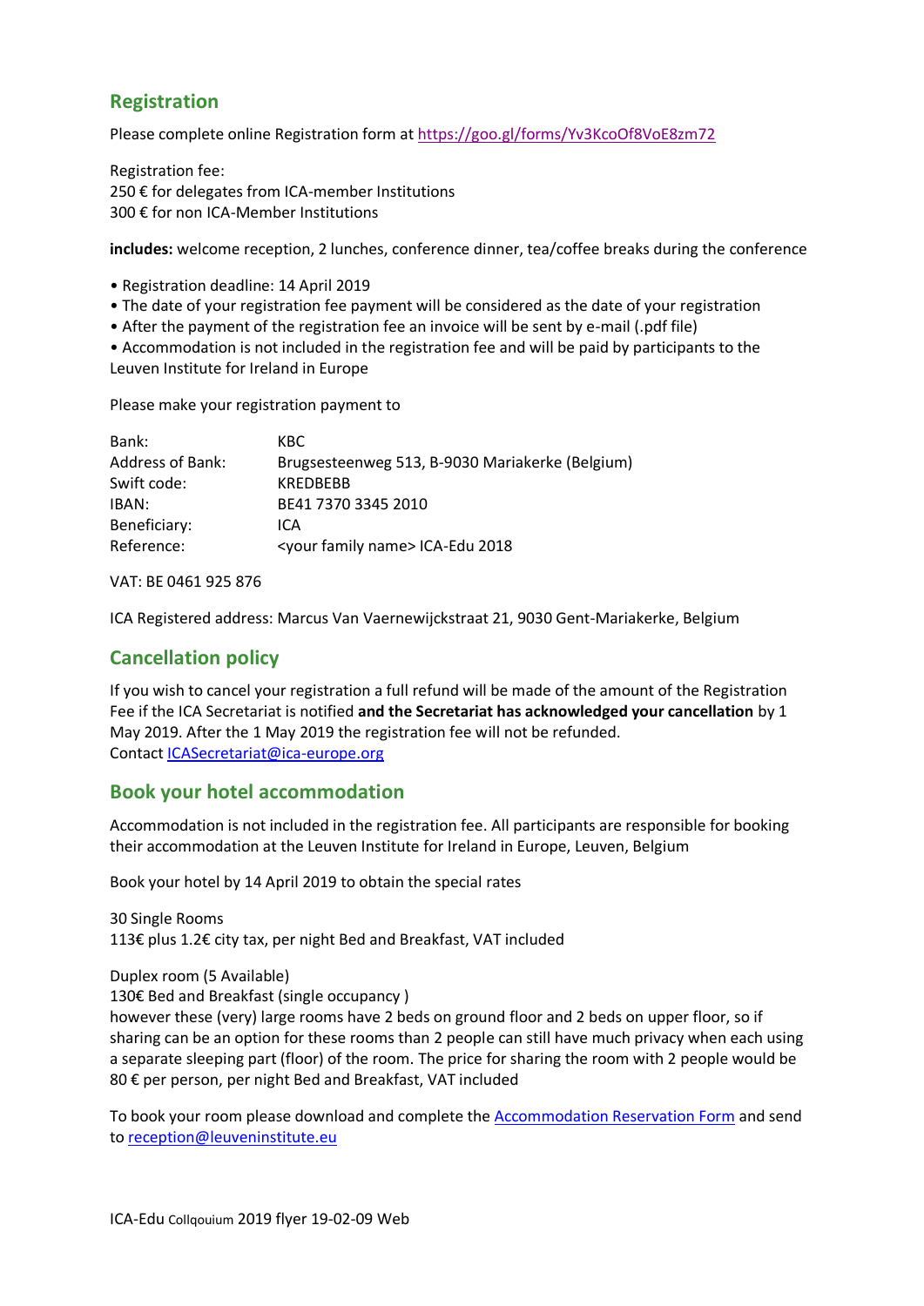## Registration

Please complete online Registration form at https://goo.gl/forms/Yv3KcoOf8VoE8zm72

Registration fee:
250 € for delegates from ICA-member Institutions
300 € for non ICA-Member Institutions

**includes:** welcome reception, 2 lunches, conference dinner, tea/coffee breaks during the conference

- Registration deadline: 14 April 2019
- The date of your registration fee payment will be considered as the date of your registration
- After the payment of the registration fee an invoice will be sent by e-mail (.pdf file)
- Accommodation is not included in the registration fee and will be paid by participants to the Leuven Institute for Ireland in Europe

Please make your registration payment to

| | |
|---|---|
| Bank: | KBC |
| Address of Bank: | Brugsesteenweg 513, B-9030 Mariakerke (Belgium) |
| Swift code: | KREDBEBB |
| IBAN: | BE41 7370 3345 2010 |
| Beneficiary: | ICA |
| Reference: | <your family name> ICA-Edu 2018 |

VAT: BE 0461 925 876

ICA Registered address: Marcus Van Vaernewijckstraat 21, 9030 Gent-Mariakerke, Belgium

## Cancellation policy

If you wish to cancel your registration a full refund will be made of the amount of the Registration Fee if the ICA Secretariat is notified **and the Secretariat has acknowledged your cancellation** by 1 May 2019. After the 1 May 2019 the registration fee will not be refunded.
Contact ICASecretariat@ica-europe.org

## Book your hotel accommodation

Accommodation is not included in the registration fee. All participants are responsible for booking their accommodation at the Leuven Institute for Ireland in Europe, Leuven, Belgium

Book your hotel by 14 April 2019 to obtain the special rates

30 Single Rooms
113€ plus 1.2€ city tax, per night Bed and Breakfast, VAT included

Duplex room (5 Available)
130€ Bed and Breakfast (single occupancy )
however these (very) large rooms have 2 beds on ground floor and 2 beds on upper floor, so if sharing can be an option for these rooms than 2 people can still have much privacy when each using a separate sleeping part (floor) of the room. The price for sharing the room with 2 people would be 80 € per person, per night Bed and Breakfast, VAT included

To book your room please download and complete the Accommodation Reservation Form and send to reception@leuveninstitute.eu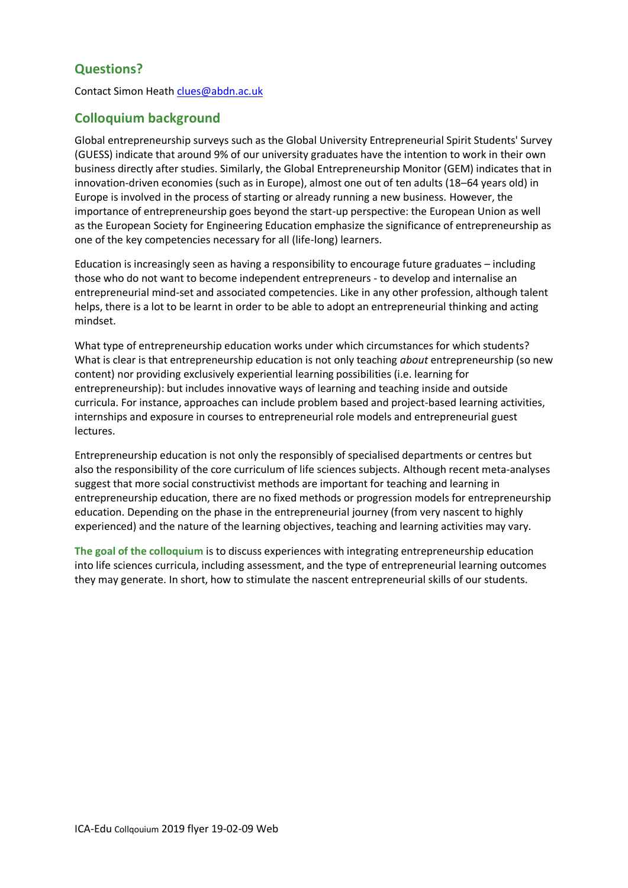## Questions?

Contact Simon Heath clues@abdn.ac.uk

## Colloquium background

Global entrepreneurship surveys such as the Global University Entrepreneurial Spirit Students' Survey (GUESS) indicate that around 9% of our university graduates have the intention to work in their own business directly after studies. Similarly, the Global Entrepreneurship Monitor (GEM) indicates that in innovation-driven economies (such as in Europe), almost one out of ten adults (18–64 years old) in Europe is involved in the process of starting or already running a new business. However, the importance of entrepreneurship goes beyond the start-up perspective: the European Union as well as the European Society for Engineering Education emphasize the significance of entrepreneurship as one of the key competencies necessary for all (life-long) learners.

Education is increasingly seen as having a responsibility to encourage future graduates – including those who do not want to become independent entrepreneurs - to develop and internalise an entrepreneurial mind-set and associated competencies. Like in any other profession, although talent helps, there is a lot to be learnt in order to be able to adopt an entrepreneurial thinking and acting mindset.

What type of entrepreneurship education works under which circumstances for which students? What is clear is that entrepreneurship education is not only teaching *about* entrepreneurship (so new content) nor providing exclusively experiential learning possibilities (i.e. learning for entrepreneurship): but includes innovative ways of learning and teaching inside and outside curricula. For instance, approaches can include problem based and project-based learning activities, internships and exposure in courses to entrepreneurial role models and entrepreneurial guest lectures.

Entrepreneurship education is not only the responsibly of specialised departments or centres but also the responsibility of the core curriculum of life sciences subjects. Although recent meta-analyses suggest that more social constructivist methods are important for teaching and learning in entrepreneurship education, there are no fixed methods or progression models for entrepreneurship education. Depending on the phase in the entrepreneurial journey (from very nascent to highly experienced) and the nature of the learning objectives, teaching and learning activities may vary.

**The goal of the colloquium** is to discuss experiences with integrating entrepreneurship education into life sciences curricula, including assessment, and the type of entrepreneurial learning outcomes they may generate. In short, how to stimulate the nascent entrepreneurial skills of our students.

ICA-Edu Collqouium 2019 flyer 19-02-09 Web